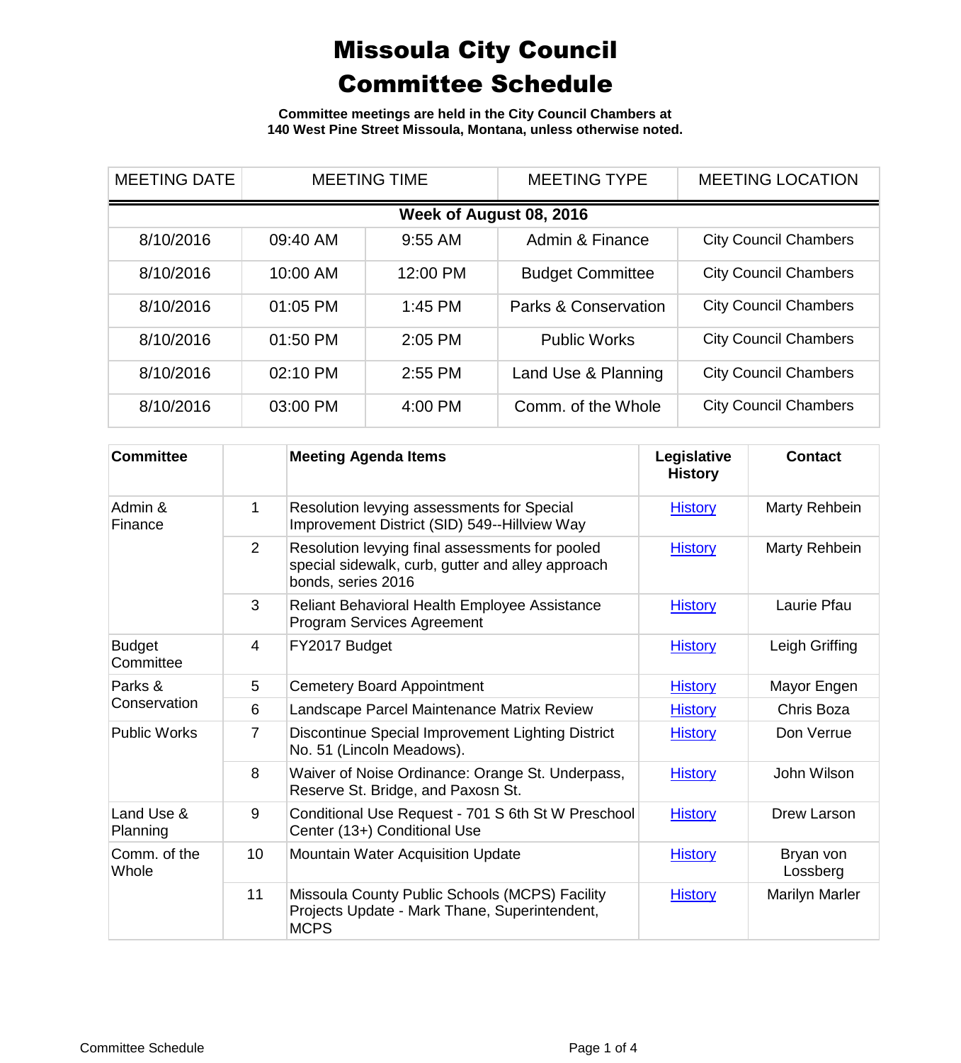# Missoula City Council
# Committee Schedule

**Committee meetings are held in the City Council Chambers at 140 West Pine Street Missoula, Montana, unless otherwise noted.**

| MEETING DATE | MEETING TIME | | MEETING TYPE | MEETING LOCATION |
|---|---|---|---|---|
| **Week of August 08, 2016** | | | | |
| 8/10/2016 | 09:40 AM | 9:55 AM | Admin & Finance | City Council Chambers |
| 8/10/2016 | 10:00 AM | 12:00 PM | Budget Committee | City Council Chambers |
| 8/10/2016 | 01:05 PM | 1:45 PM | Parks & Conservation | City Council Chambers |
| 8/10/2016 | 01:50 PM | 2:05 PM | Public Works | City Council Chambers |
| 8/10/2016 | 02:10 PM | 2:55 PM | Land Use & Planning | City Council Chambers |
| 8/10/2016 | 03:00 PM | 4:00 PM | Comm. of the Whole | City Council Chambers |

| Committee | | Meeting Agenda Items | Legislative History | Contact |
|---|---|---|---|---|
| Admin & Finance | 1 | Resolution levying assessments for Special Improvement District (SID) 549--Hillview Way | History | Marty Rehbein |
| | 2 | Resolution levying final assessments for pooled special sidewalk, curb, gutter and alley approach bonds, series 2016 | History | Marty Rehbein |
| | 3 | Reliant Behavioral Health Employee Assistance Program Services Agreement | History | Laurie Pfau |
| Budget Committee | 4 | FY2017 Budget | History | Leigh Griffing |
| Parks & Conservation | 5 | Cemetery Board Appointment | History | Mayor Engen |
| | 6 | Landscape Parcel Maintenance Matrix Review | History | Chris Boza |
| Public Works | 7 | Discontinue Special Improvement Lighting District No. 51 (Lincoln Meadows). | History | Don Verrue |
| | 8 | Waiver of Noise Ordinance: Orange St. Underpass, Reserve St. Bridge, and Paxosn St. | History | John Wilson |
| Land Use & Planning | 9 | Conditional Use Request - 701 S 6th St W Preschool Center (13+) Conditional Use | History | Drew Larson |
| Comm. of the Whole | 10 | Mountain Water Acquisition Update | History | Bryan von Lossberg |
| | 11 | Missoula County Public Schools (MCPS) Facility Projects Update - Mark Thane, Superintendent, MCPS | History | Marilyn Marler |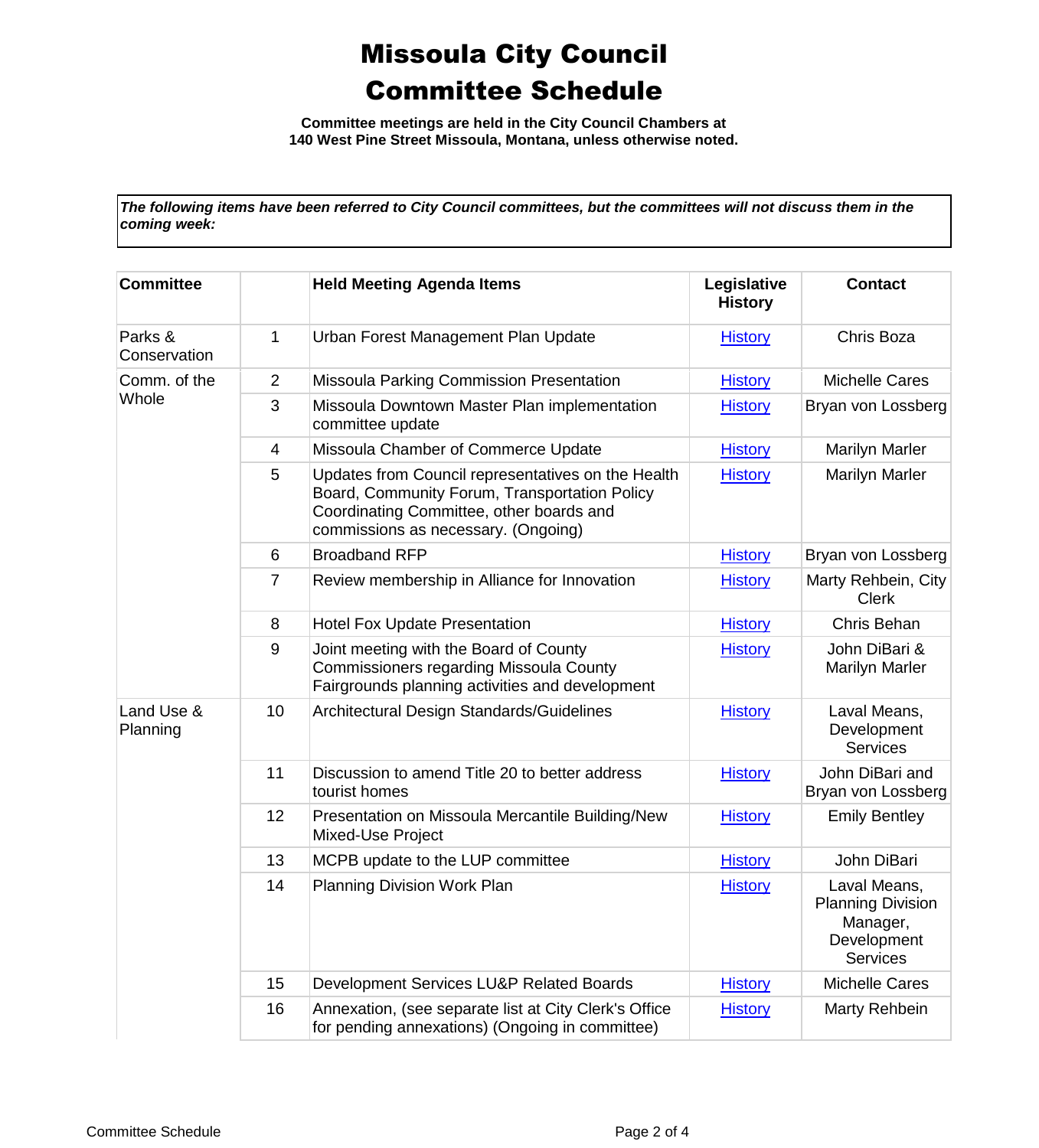# Missoula City Council
# Committee Schedule

**Committee meetings are held in the City Council Chambers at 140 West Pine Street Missoula, Montana, unless otherwise noted.**

***The following items have been referred to City Council committees, but the committees will not discuss them in the coming week:***

| Committee | | Held Meeting Agenda Items | Legislative History | Contact |
|---|---|---|---|---|
| Parks & Conservation | 1 | Urban Forest Management Plan Update | History | Chris Boza |
| Comm. of the Whole | 2 | Missoula Parking Commission Presentation | History | Michelle Cares |
| | 3 | Missoula Downtown Master Plan implementation committee update | History | Bryan von Lossberg |
| | 4 | Missoula Chamber of Commerce Update | History | Marilyn Marler |
| | 5 | Updates from Council representatives on the Health Board, Community Forum, Transportation Policy Coordinating Committee, other boards and commissions as necessary. (Ongoing) | History | Marilyn Marler |
| | 6 | Broadband RFP | History | Bryan von Lossberg |
| | 7 | Review membership in Alliance for Innovation | History | Marty Rehbein, City Clerk |
| | 8 | Hotel Fox Update Presentation | History | Chris Behan |
| | 9 | Joint meeting with the Board of County Commissioners regarding Missoula County Fairgrounds planning activities and development | History | John DiBari & Marilyn Marler |
| Land Use & Planning | 10 | Architectural Design Standards/Guidelines | History | Laval Means, Development Services |
| | 11 | Discussion to amend Title 20 to better address tourist homes | History | John DiBari and Bryan von Lossberg |
| | 12 | Presentation on Missoula Mercantile Building/New Mixed-Use Project | History | Emily Bentley |
| | 13 | MCPB update to the LUP committee | History | John DiBari |
| | 14 | Planning Division Work Plan | History | Laval Means, Planning Division Manager, Development Services |
| | 15 | Development Services LU&P Related Boards | History | Michelle Cares |
| | 16 | Annexation, (see separate list at City Clerk's Office for pending annexations) (Ongoing in committee) | History | Marty Rehbein |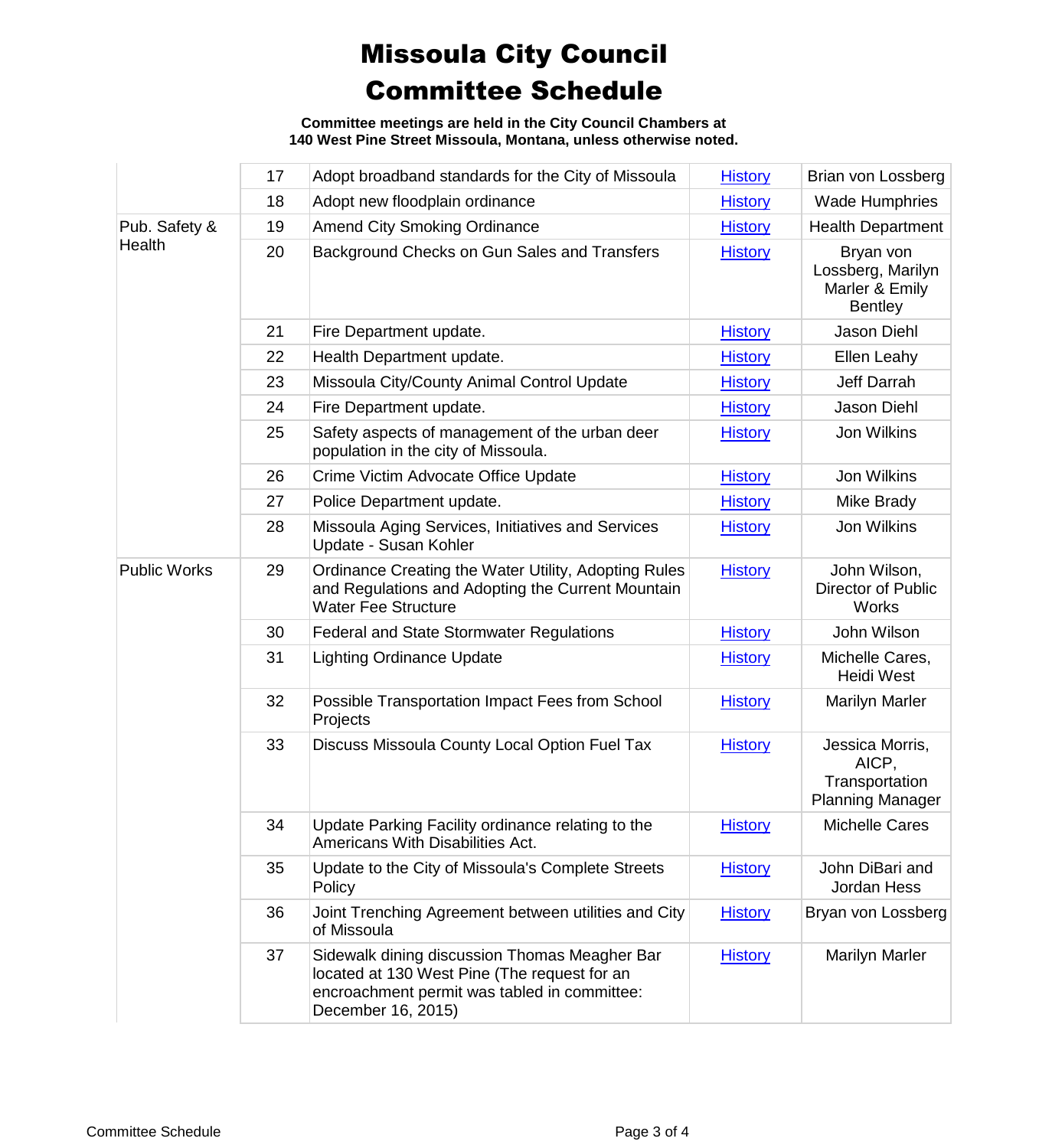# Missoula City Council Committee Schedule

**Committee meetings are held in the City Council Chambers at 140 West Pine Street Missoula, Montana, unless otherwise noted.**

| | | | | |
|---|---|---|---|---|
| | 17 | Adopt broadband standards for the City of Missoula | History | Brian von Lossberg |
| | 18 | Adopt new floodplain ordinance | History | Wade Humphries |
| Pub. Safety & Health | 19 | Amend City Smoking Ordinance | History | Health Department |
| | 20 | Background Checks on Gun Sales and Transfers | History | Bryan von Lossberg, Marilyn Marler & Emily Bentley |
| | 21 | Fire Department update. | History | Jason Diehl |
| | 22 | Health Department update. | History | Ellen Leahy |
| | 23 | Missoula City/County Animal Control Update | History | Jeff Darrah |
| | 24 | Fire Department update. | History | Jason Diehl |
| | 25 | Safety aspects of management of the urban deer population in the city of Missoula. | History | Jon Wilkins |
| | 26 | Crime Victim Advocate Office Update | History | Jon Wilkins |
| | 27 | Police Department update. | History | Mike Brady |
| | 28 | Missoula Aging Services, Initiatives and Services Update - Susan Kohler | History | Jon Wilkins |
| Public Works | 29 | Ordinance Creating the Water Utility, Adopting Rules and Regulations and Adopting the Current Mountain Water Fee Structure | History | John Wilson, Director of Public Works |
| | 30 | Federal and State Stormwater Regulations | History | John Wilson |
| | 31 | Lighting Ordinance Update | History | Michelle Cares, Heidi West |
| | 32 | Possible Transportation Impact Fees from School Projects | History | Marilyn Marler |
| | 33 | Discuss Missoula County Local Option Fuel Tax | History | Jessica Morris, AICP, Transportation Planning Manager |
| | 34 | Update Parking Facility ordinance relating to the Americans With Disabilities Act. | History | Michelle Cares |
| | 35 | Update to the City of Missoula's Complete Streets Policy | History | John DiBari and Jordan Hess |
| | 36 | Joint Trenching Agreement between utilities and City of Missoula | History | Bryan von Lossberg |
| | 37 | Sidewalk dining discussion Thomas Meagher Bar located at 130 West Pine (The request for an encroachment permit was tabled in committee: December 16, 2015) | History | Marilyn Marler |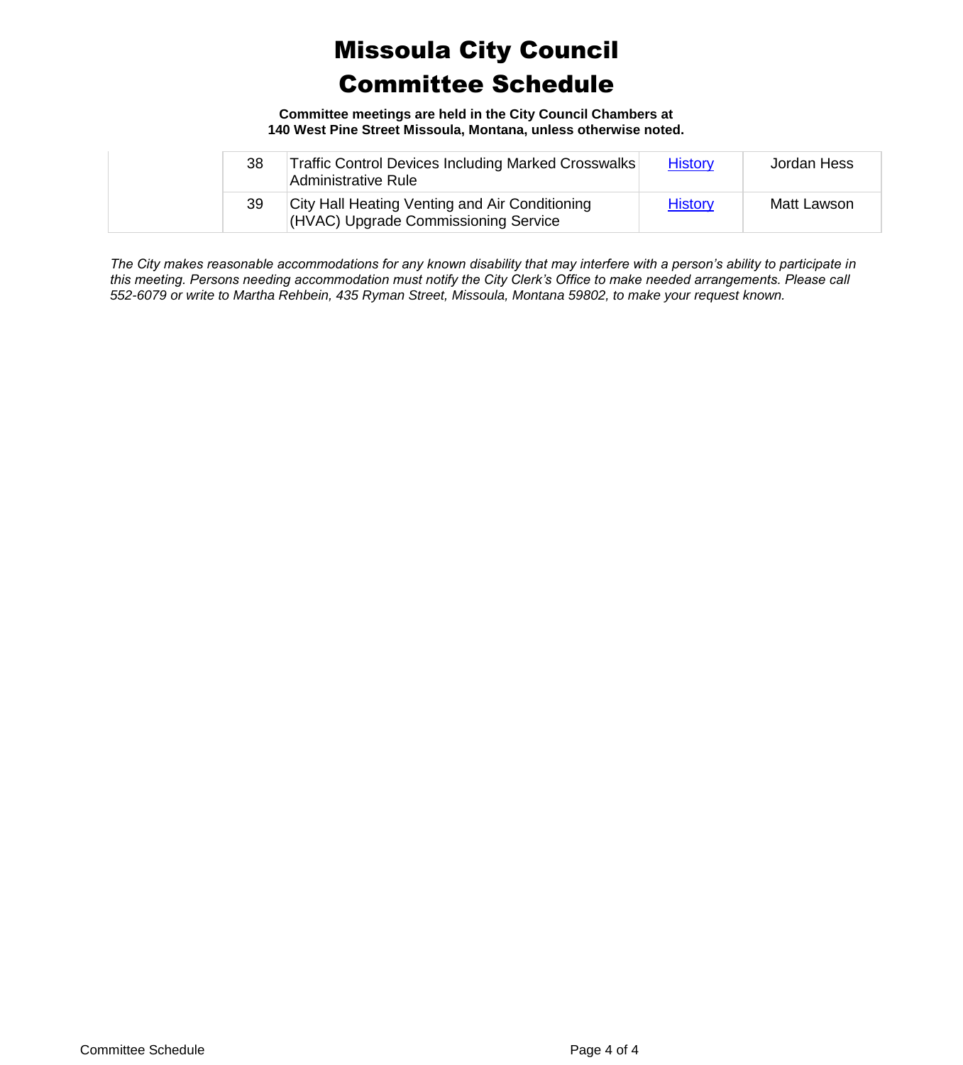# Missoula City Council
# Committee Schedule

**Committee meetings are held in the City Council Chambers at 140 West Pine Street Missoula, Montana, unless otherwise noted.**

| | | | | |
|---|---|---|---|---|
| | 38 | Traffic Control Devices Including Marked Crosswalks Administrative Rule | History | Jordan Hess |
| | 39 | City Hall Heating Venting and Air Conditioning (HVAC) Upgrade Commissioning Service | History | Matt Lawson |

*The City makes reasonable accommodations for any known disability that may interfere with a person's ability to participate in this meeting. Persons needing accommodation must notify the City Clerk's Office to make needed arrangements. Please call 552-6079 or write to Martha Rehbein, 435 Ryman Street, Missoula, Montana 59802, to make your request known.*